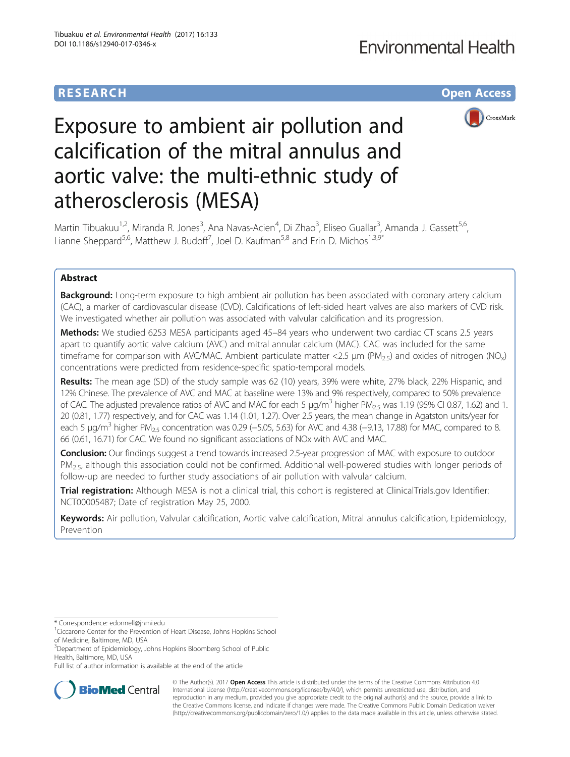RESEARCH

Open Access

# Exposure to ambient air pollution and calcification of the mitral annulus and aortic valve: the multi-ethnic study of atherosclerosis (MESA)

Martin Tibuakuu[1,2], Miranda R. Jones[3], Ana Navas-Acien[4], Di Zhao[3], Eliseo Guallar[3], Amanda J. Gassett[5,6], Lianne Sheppard[5,6], Matthew J. Budoff[7], Joel D. Kaufman[5,8] and Erin D. Michos[1,3,9*]

## Abstract

**Background:** Long-term exposure to high ambient air pollution has been associated with coronary artery calcium (CAC), a marker of cardiovascular disease (CVD). Calcifications of left-sided heart valves are also markers of CVD risk. We investigated whether air pollution was associated with valvular calcification and its progression.

**Methods:** We studied 6253 MESA participants aged 45–84 years who underwent two cardiac CT scans 2.5 years apart to quantify aortic valve calcium (AVC) and mitral annular calcium (MAC). CAC was included for the same timeframe for comparison with AVC/MAC. Ambient particulate matter <2.5 μm ($PM_{2.5}$) and oxides of nitrogen ($NO_x$) concentrations were predicted from residence-specific spatio-temporal models.

**Results:** The mean age (SD) of the study sample was 62 (10) years, 39% were white, 27% black, 22% Hispanic, and 12% Chinese. The prevalence of AVC and MAC at baseline were 13% and 9% respectively, compared to 50% prevalence of CAC. The adjusted prevalence ratios of AVC and MAC for each 5 μg/m$^3$ higher $PM_{2.5}$ was 1.19 (95% CI 0.87, 1.62) and 1.20 (0.81, 1.77) respectively, and for CAC was 1.14 (1.01, 1.27). Over 2.5 years, the mean change in Agatston units/year for each 5 μg/m$^3$ higher $PM_{2.5}$ concentration was 0.29 (−5.05, 5.63) for AVC and 4.38 (−9.13, 17.88) for MAC, compared to 8.66 (0.61, 16.71) for CAC. We found no significant associations of NOx with AVC and MAC.

**Conclusion:** Our findings suggest a trend towards increased 2.5-year progression of MAC with exposure to outdoor $PM_{2.5}$, although this association could not be confirmed. Additional well-powered studies with longer periods of follow-up are needed to further study associations of air pollution with valvular calcium.

**Trial registration:** Although MESA is not a clinical trial, this cohort is registered at ClinicalTrials.gov Identifier: NCT00005487; Date of registration May 25, 2000.

**Keywords:** Air pollution, Valvular calcification, Aortic valve calcification, Mitral annulus calcification, Epidemiology, Prevention

---

\* Correspondence: edonnell@jhmi.edu

[1]Ciccarone Center for the Prevention of Heart Disease, Johns Hopkins School of Medicine, Baltimore, MD, USA

[3]Department of Epidemiology, Johns Hopkins Bloomberg School of Public Health, Baltimore, MD, USA

Full list of author information is available at the end of the article

© The Author(s). 2017 **Open Access** This article is distributed under the terms of the Creative Commons Attribution 4.0 International License (http://creativecommons.org/licenses/by/4.0/), which permits unrestricted use, distribution, and reproduction in any medium, provided you give appropriate credit to the original author(s) and the source, provide a link to the Creative Commons license, and indicate if changes were made. The Creative Commons Public Domain Dedication waiver (http://creativecommons.org/publicdomain/zero/1.0/) applies to the data made available in this article, unless otherwise stated.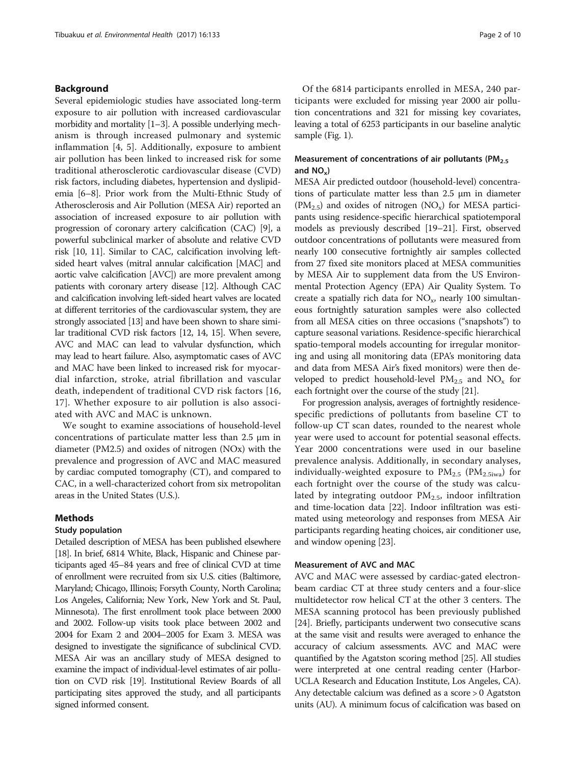## Background

Several epidemiologic studies have associated long-term exposure to air pollution with increased cardiovascular morbidity and mortality [1–3]. A possible underlying mechanism is through increased pulmonary and systemic inflammation [4, 5]. Additionally, exposure to ambient air pollution has been linked to increased risk for some traditional atherosclerotic cardiovascular disease (CVD) risk factors, including diabetes, hypertension and dyslipidemia [6–8]. Prior work from the Multi-Ethnic Study of Atherosclerosis and Air Pollution (MESA Air) reported an association of increased exposure to air pollution with progression of coronary artery calcification (CAC) [9], a powerful subclinical marker of absolute and relative CVD risk [10, 11]. Similar to CAC, calcification involving left-sided heart valves (mitral annular calcification [MAC] and aortic valve calcification [AVC]) are more prevalent among patients with coronary artery disease [12]. Although CAC and calcification involving left-sided heart valves are located at different territories of the cardiovascular system, they are strongly associated [13] and have been shown to share similar traditional CVD risk factors [12, 14, 15]. When severe, AVC and MAC can lead to valvular dysfunction, which may lead to heart failure. Also, asymptomatic cases of AVC and MAC have been linked to increased risk for myocardial infarction, stroke, atrial fibrillation and vascular death, independent of traditional CVD risk factors [16, 17]. Whether exposure to air pollution is also associated with AVC and MAC is unknown.

We sought to examine associations of household-level concentrations of particulate matter less than 2.5 μm in diameter (PM2.5) and oxides of nitrogen (NOx) with the prevalence and progression of AVC and MAC measured by cardiac computed tomography (CT), and compared to CAC, in a well-characterized cohort from six metropolitan areas in the United States (U.S.).

## Methods

### Study population

Detailed description of MESA has been published elsewhere [18]. In brief, 6814 White, Black, Hispanic and Chinese participants aged 45–84 years and free of clinical CVD at time of enrollment were recruited from six U.S. cities (Baltimore, Maryland; Chicago, Illinois; Forsyth County, North Carolina; Los Angeles, California; New York, New York and St. Paul, Minnesota). The first enrollment took place between 2000 and 2002. Follow-up visits took place between 2002 and 2004 for Exam 2 and 2004–2005 for Exam 3. MESA was designed to investigate the significance of subclinical CVD. MESA Air was an ancillary study of MESA designed to examine the impact of individual-level estimates of air pollution on CVD risk [19]. Institutional Review Boards of all participating sites approved the study, and all participants signed informed consent.

Of the 6814 participants enrolled in MESA, 240 participants were excluded for missing year 2000 air pollution concentrations and 321 for missing key covariates, leaving a total of 6253 participants in our baseline analytic sample (Fig. 1).

### Measurement of concentrations of air pollutants ($PM_{2.5}$ and $NO_x$)

MESA Air predicted outdoor (household-level) concentrations of particulate matter less than 2.5 μm in diameter ($PM_{2.5}$) and oxides of nitrogen ($NO_x$) for MESA participants using residence-specific hierarchical spatiotemporal models as previously described [19–21]. First, observed outdoor concentrations of pollutants were measured from nearly 100 consecutive fortnightly air samples collected from 27 fixed site monitors placed at MESA communities by MESA Air to supplement data from the US Environmental Protection Agency (EPA) Air Quality System. To create a spatially rich data for $NO_x$, nearly 100 simultaneous fortnightly saturation samples were also collected from all MESA cities on three occasions ("snapshots") to capture seasonal variations. Residence-specific hierarchical spatio-temporal models accounting for irregular monitoring and using all monitoring data (EPA's monitoring data and data from MESA Air's fixed monitors) were then developed to predict household-level $PM_{2.5}$ and $NO_x$ for each fortnight over the course of the study [21].

For progression analysis, averages of fortnightly residence-specific predictions of pollutants from baseline CT to follow-up CT scan dates, rounded to the nearest whole year were used to account for potential seasonal effects. Year 2000 concentrations were used in our baseline prevalence analysis. Additionally, in secondary analyses, individually-weighted exposure to $PM_{2.5}$ ($PM_{2.5iwa}$) for each fortnight over the course of the study was calculated by integrating outdoor $PM_{2.5}$, indoor infiltration and time-location data [22]. Indoor infiltration was estimated using meteorology and responses from MESA Air participants regarding heating choices, air conditioner use, and window opening [23].

### Measurement of AVC and MAC

AVC and MAC were assessed by cardiac-gated electron-beam cardiac CT at three study centers and a four-slice multidetector row helical CT at the other 3 centers. The MESA scanning protocol has been previously published [24]. Briefly, participants underwent two consecutive scans at the same visit and results were averaged to enhance the accuracy of calcium assessments. AVC and MAC were quantified by the Agatston scoring method [25]. All studies were interpreted at one central reading center (Harbor-UCLA Research and Education Institute, Los Angeles, CA). Any detectable calcium was defined as a score > 0 Agatston units (AU). A minimum focus of calcification was based on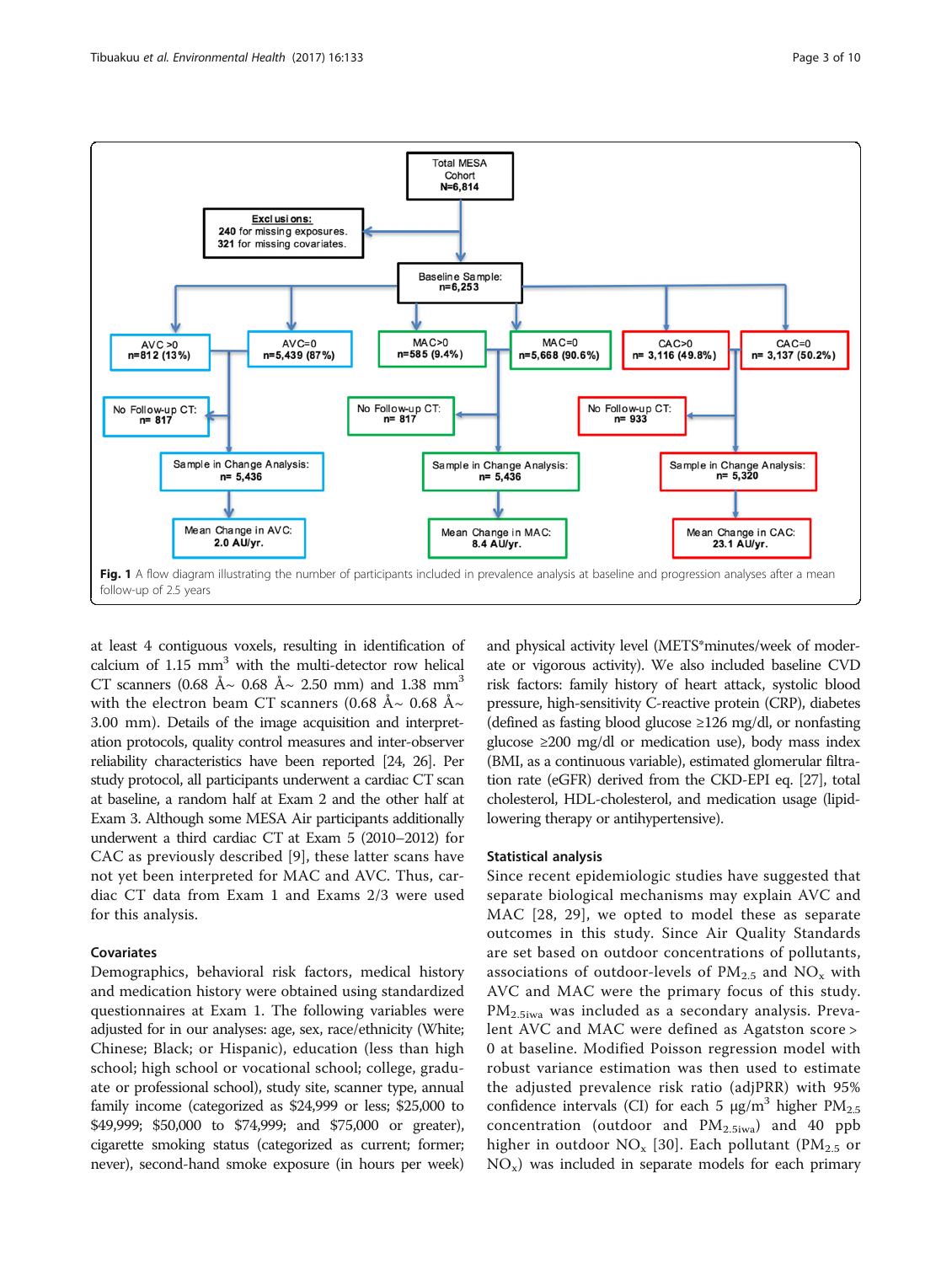**Fig. 1** A flow diagram illustrating the number of participants included in prevalence analysis at baseline and progression analyses after a mean follow-up of 2.5 years

at least 4 contiguous voxels, resulting in identification of calcium of 1.15 mm$^3$ with the multi-detector row helical CT scanners (0.68 Å~ 0.68 Å~ 2.50 mm) and 1.38 mm$^3$ with the electron beam CT scanners (0.68 Å~ 0.68 Å~ 3.00 mm). Details of the image acquisition and interpretation protocols, quality control measures and inter-observer reliability characteristics have been reported [24, 26]. Per study protocol, all participants underwent a cardiac CT scan at baseline, a random half at Exam 2 and the other half at Exam 3. Although some MESA Air participants additionally underwent a third cardiac CT at Exam 5 (2010–2012) for CAC as previously described [9], these latter scans have not yet been interpreted for MAC and AVC. Thus, cardiac CT data from Exam 1 and Exams 2/3 were used for this analysis.

### Covariates

Demographics, behavioral risk factors, medical history and medication history were obtained using standardized questionnaires at Exam 1. The following variables were adjusted for in our analyses: age, sex, race/ethnicity (White; Chinese; Black; or Hispanic), education (less than high school; high school or vocational school; college, graduate or professional school), study site, scanner type, annual family income (categorized as $24,999 or less; $25,000 to $49,999; $50,000 to $74,999; and $75,000 or greater), cigarette smoking status (categorized as current; former; never), second-hand smoke exposure (in hours per week) and physical activity level (METS*minutes/week of moderate or vigorous activity). We also included baseline CVD risk factors: family history of heart attack, systolic blood pressure, high-sensitivity C-reactive protein (CRP), diabetes (defined as fasting blood glucose ≥126 mg/dl, or nonfasting glucose ≥200 mg/dl or medication use), body mass index (BMI, as a continuous variable), estimated glomerular filtration rate (eGFR) derived from the CKD-EPI eq. [27], total cholesterol, HDL-cholesterol, and medication usage (lipid-lowering therapy or antihypertensive).

### Statistical analysis

Since recent epidemiologic studies have suggested that separate biological mechanisms may explain AVC and MAC [28, 29], we opted to model these as separate outcomes in this study. Since Air Quality Standards are set based on outdoor concentrations of pollutants, associations of outdoor-levels of $PM_{2.5}$ and $NO_x$ with AVC and MAC were the primary focus of this study. $PM_{2.5iwa}$ was included as a secondary analysis. Prevalent AVC and MAC were defined as Agatston score > 0 at baseline. Modified Poisson regression model with robust variance estimation was then used to estimate the adjusted prevalence risk ratio (adjPRR) with 95% confidence intervals (CI) for each 5 μg/m$^3$ higher $PM_{2.5}$ concentration (outdoor and $PM_{2.5iwa}$) and 40 ppb higher in outdoor $NO_x$ [30]. Each pollutant ($PM_{2.5}$ or $NO_x$) was included in separate models for each primary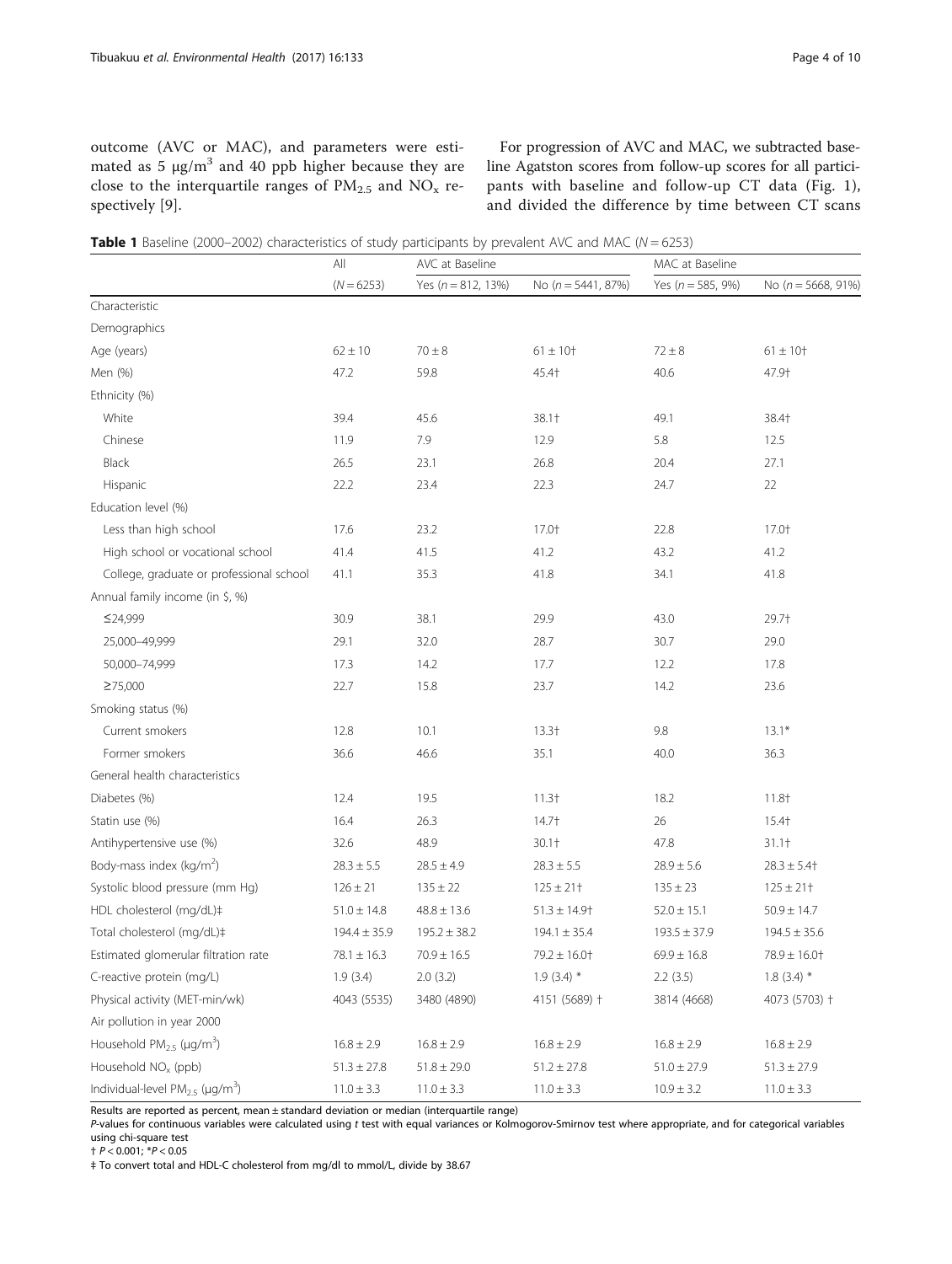outcome (AVC or MAC), and parameters were estimated as 5 μg/m$^3$ and 40 ppb higher because they are close to the interquartile ranges of $PM_{2.5}$ and $NO_x$ respectively [9].

For progression of AVC and MAC, we subtracted baseline Agatston scores from follow-up scores for all participants with baseline and follow-up CT data (Fig. 1), and divided the difference by time between CT scans

**Table 1** Baseline (2000–2002) characteristics of study participants by prevalent AVC and MAC ($N = 6253$)

| | All | AVC at Baseline | | MAC at Baseline | |
|---|---|---|---|---|---|
| | ($N = 6253$) | Yes ($n = 812$, 13%) | No ($n = 5441$, 87%) | Yes ($n = 585$, 9%) | No ($n = 5668$, 91%) |
| Characteristic | | | | | |
| Demographics | | | | | |
| Age (years) | 62 ± 10 | 70 ± 8 | 61 ± 10† | 72 ± 8 | 61 ± 10† |
| Men (%) | 47.2 | 59.8 | 45.4† | 40.6 | 47.9† |
| Ethnicity (%) | | | | | |
| White | 39.4 | 45.6 | 38.1† | 49.1 | 38.4† |
| Chinese | 11.9 | 7.9 | 12.9 | 5.8 | 12.5 |
| Black | 26.5 | 23.1 | 26.8 | 20.4 | 27.1 |
| Hispanic | 22.2 | 23.4 | 22.3 | 24.7 | 22 |
| Education level (%) | | | | | |
| Less than high school | 17.6 | 23.2 | 17.0† | 22.8 | 17.0† |
| High school or vocational school | 41.4 | 41.5 | 41.2 | 43.2 | 41.2 |
| College, graduate or professional school | 41.1 | 35.3 | 41.8 | 34.1 | 41.8 |
| Annual family income (in $, %) | | | | | |
| ≤24,999 | 30.9 | 38.1 | 29.9 | 43.0 | 29.7† |
| 25,000–49,999 | 29.1 | 32.0 | 28.7 | 30.7 | 29.0 |
| 50,000–74,999 | 17.3 | 14.2 | 17.7 | 12.2 | 17.8 |
| ≥75,000 | 22.7 | 15.8 | 23.7 | 14.2 | 23.6 |
| Smoking status (%) | | | | | |
| Current smokers | 12.8 | 10.1 | 13.3† | 9.8 | 13.1* |
| Former smokers | 36.6 | 46.6 | 35.1 | 40.0 | 36.3 |
| General health characteristics | | | | | |
| Diabetes (%) | 12.4 | 19.5 | 11.3† | 18.2 | 11.8† |
| Statin use (%) | 16.4 | 26.3 | 14.7† | 26 | 15.4† |
| Antihypertensive use (%) | 32.6 | 48.9 | 30.1† | 47.8 | 31.1† |
| Body-mass index (kg/m$^2$) | 28.3 ± 5.5 | 28.5 ± 4.9 | 28.3 ± 5.5 | 28.9 ± 5.6 | 28.3 ± 5.4† |
| Systolic blood pressure (mm Hg) | 126 ± 21 | 135 ± 22 | 125 ± 21† | 135 ± 23 | 125 ± 21† |
| HDL cholesterol (mg/dL)‡ | 51.0 ± 14.8 | 48.8 ± 13.6 | 51.3 ± 14.9† | 52.0 ± 15.1 | 50.9 ± 14.7 |
| Total cholesterol (mg/dL)‡ | 194.4 ± 35.9 | 195.2 ± 38.2 | 194.1 ± 35.4 | 193.5 ± 37.9 | 194.5 ± 35.6 |
| Estimated glomerular filtration rate | 78.1 ± 16.3 | 70.9 ± 16.5 | 79.2 ± 16.0† | 69.9 ± 16.8 | 78.9 ± 16.0† |
| C-reactive protein (mg/L) | 1.9 (3.4) | 2.0 (3.2) | 1.9 (3.4) * | 2.2 (3.5) | 1.8 (3.4) * |
| Physical activity (MET-min/wk) | 4043 (5535) | 3480 (4890) | 4151 (5689) † | 3814 (4668) | 4073 (5703) † |
| Air pollution in year 2000 | | | | | |
| Household $PM_{2.5}$ (μg/m$^3$) | 16.8 ± 2.9 | 16.8 ± 2.9 | 16.8 ± 2.9 | 16.8 ± 2.9 | 16.8 ± 2.9 |
| Household $NO_x$ (ppb) | 51.3 ± 27.8 | 51.8 ± 29.0 | 51.2 ± 27.8 | 51.0 ± 27.9 | 51.3 ± 27.9 |
| Individual-level $PM_{2.5}$ (μg/m$^3$) | 11.0 ± 3.3 | 11.0 ± 3.3 | 11.0 ± 3.3 | 10.9 ± 3.2 | 11.0 ± 3.3 |

Results are reported as percent, mean ± standard deviation or median (interquartile range)

*P*-values for continuous variables were calculated using *t* test with equal variances or Kolmogorov-Smirnov test where appropriate, and for categorical variables using chi-square test

† $P < 0.001$; *$P < 0.05$

‡ To convert total and HDL-C cholesterol from mg/dl to mmol/L, divide by 38.67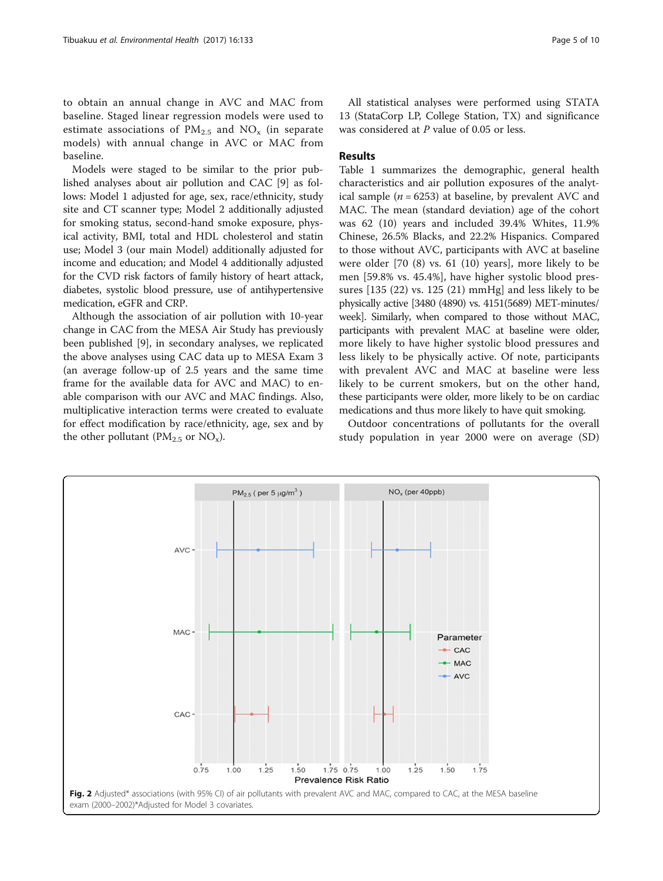to obtain an annual change in AVC and MAC from baseline. Staged linear regression models were used to estimate associations of $PM_{2.5}$ and $NO_x$ (in separate models) with annual change in AVC or MAC from baseline.

Models were staged to be similar to the prior published analyses about air pollution and CAC [9] as follows: Model 1 adjusted for age, sex, race/ethnicity, study site and CT scanner type; Model 2 additionally adjusted for smoking status, second-hand smoke exposure, physical activity, BMI, total and HDL cholesterol and statin use; Model 3 (our main Model) additionally adjusted for income and education; and Model 4 additionally adjusted for the CVD risk factors of family history of heart attack, diabetes, systolic blood pressure, use of antihypertensive medication, eGFR and CRP.

Although the association of air pollution with 10-year change in CAC from the MESA Air Study has previously been published [9], in secondary analyses, we replicated the above analyses using CAC data up to MESA Exam 3 (an average follow-up of 2.5 years and the same time frame for the available data for AVC and MAC) to enable comparison with our AVC and MAC findings. Also, multiplicative interaction terms were created to evaluate for effect modification by race/ethnicity, age, sex and by the other pollutant ($PM_{2.5}$ or $NO_x$).

All statistical analyses were performed using STATA 13 (StataCorp LP, College Station, TX) and significance was considered at *P* value of 0.05 or less.

## Results

Table 1 summarizes the demographic, general health characteristics and air pollution exposures of the analytical sample ($n = 6253$) at baseline, by prevalent AVC and MAC. The mean (standard deviation) age of the cohort was 62 (10) years and included 39.4% Whites, 11.9% Chinese, 26.5% Blacks, and 22.2% Hispanics. Compared to those without AVC, participants with AVC at baseline were older [70 (8) vs. 61 (10) years], more likely to be men [59.8% vs. 45.4%], have higher systolic blood pressures [135 (22) vs. 125 (21) mmHg] and less likely to be physically active [3480 (4890) vs. 4151(5689) MET-minutes/week]. Similarly, when compared to those without MAC, participants with prevalent MAC at baseline were older, more likely to have higher systolic blood pressures and less likely to be physically active. Of note, participants with prevalent AVC and MAC at baseline were less likely to be current smokers, but on the other hand, these participants were older, more likely to be on cardiac medications and thus more likely to have quit smoking.

Outdoor concentrations of pollutants for the overall study population in year 2000 were on average (SD)

**Fig. 2** Adjusted* associations (with 95% CI) of air pollutants with prevalent AVC and MAC, compared to CAC, at the MESA baseline exam (2000–2002)*Adjusted for Model 3 covariates.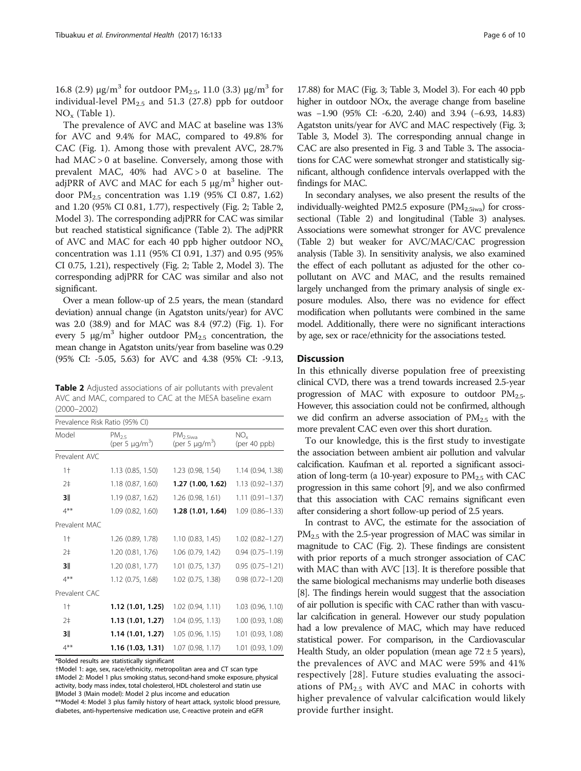16.8 (2.9) μg/m$^3$ for outdoor $PM_{2.5}$, 11.0 (3.3) μg/m$^3$ for individual-level $PM_{2.5}$ and 51.3 (27.8) ppb for outdoor $NO_x$ (Table 1).

The prevalence of AVC and MAC at baseline was 13% for AVC and 9.4% for MAC, compared to 49.8% for CAC (Fig. 1). Among those with prevalent AVC, 28.7% had MAC > 0 at baseline. Conversely, among those with prevalent MAC, 40% had AVC > 0 at baseline. The adjPRR of AVC and MAC for each 5 μg/m$^3$ higher outdoor $PM_{2.5}$ concentration was 1.19 (95% CI 0.87, 1.62) and 1.20 (95% CI 0.81, 1.77), respectively (Fig. 2; Table 2, Model 3). The corresponding adjPRR for CAC was similar but reached statistical significance (Table 2). The adjPRR of AVC and MAC for each 40 ppb higher outdoor $NO_x$ concentration was 1.11 (95% CI 0.91, 1.37) and 0.95 (95% CI 0.75, 1.21), respectively (Fig. 2; Table 2, Model 3). The corresponding adjPRR for CAC was similar and also not significant.

Over a mean follow-up of 2.5 years, the mean (standard deviation) annual change (in Agatston units/year) for AVC was 2.0 (38.9) and for MAC was 8.4 (97.2) (Fig. 1). For every 5 μg/m$^3$ higher outdoor $PM_{2.5}$ concentration, the mean change in Agatston units/year from baseline was 0.29 (95% CI: -5.05, 5.63) for AVC and 4.38 (95% CI: -9.13, 17.88) for MAC (Fig. 3; Table 3, Model 3). For each 40 ppb higher in outdoor NOx, the average change from baseline was −1.90 (95% CI: -6.20, 2.40) and 3.94 (−6.93, 14.83) Agatston units/year for AVC and MAC respectively (Fig. 3; Table 3, Model 3). The corresponding annual change in CAC are also presented in Fig. 3 and Table 3. The associations for CAC were somewhat stronger and statistically significant, although confidence intervals overlapped with the findings for MAC.

In secondary analyses, we also present the results of the individually-weighted PM2.5 exposure ($PM_{2.5iwa}$) for cross-sectional (Table 2) and longitudinal (Table 3) analyses. Associations were somewhat stronger for AVC prevalence (Table 2) but weaker for AVC/MAC/CAC progression analysis (Table 3). In sensitivity analysis, we also examined the effect of each pollutant as adjusted for the other co-pollutant on AVC and MAC, and the results remained largely unchanged from the primary analysis of single exposure modules. Also, there was no evidence for effect modification when pollutants were combined in the same model. Additionally, there were no significant interactions by age, sex or race/ethnicity for the associations tested.

**Table 2** Adjusted associations of air pollutants with prevalent AVC and MAC, compared to CAC at the MESA baseline exam (2000–2002)

| Prevalence Risk Ratio (95% CI) | | | |
|---|---|---|---|
| Model | $PM_{2.5}$ (per 5 μg/m$^3$) | $PM_{2.5iwa}$ (per 5 μg/m$^3$) | $NO_x$ (per 40 ppb) |
| Prevalent AVC | | | |
| 1† | 1.13 (0.85, 1.50) | 1.23 (0.98, 1.54) | 1.14 (0.94, 1.38) |
| 2‡ | 1.18 (0.87, 1.60) | **1.27 (1.00, 1.62)** | 1.13 (0.92–1.37) |
| **3‖** | 1.19 (0.87, 1.62) | 1.26 (0.98, 1.61) | 1.11 (0.91–1.37) |
| 4** | 1.09 (0.82, 1.60) | **1.28 (1.01, 1.64)** | 1.09 (0.86–1.33) |
| Prevalent MAC | | | |
| 1† | 1.26 (0.89, 1.78) | 1.10 (0.83, 1.45) | 1.02 (0.82–1.27) |
| 2‡ | 1.20 (0.81, 1.76) | 1.06 (0.79, 1.42) | 0.94 (0.75–1.19) |
| **3‖** | 1.20 (0.81, 1.77) | 1.01 (0.75, 1.37) | 0.95 (0.75–1.21) |
| 4** | 1.12 (0.75, 1.68) | 1.02 (0.75, 1.38) | 0.98 (0.72–1.20) |
| Prevalent CAC | | | |
| 1† | **1.12 (1.01, 1.25)** | 1.02 (0.94, 1.11) | 1.03 (0.96, 1.10) |
| 2‡ | **1.13 (1.01, 1.27)** | 1.04 (0.95, 1.13) | 1.00 (0.93, 1.08) |
| **3‖** | **1.14 (1.01, 1.27)** | 1.05 (0.96, 1.15) | 1.01 (0.93, 1.08) |
| 4** | **1.16 (1.03, 1.31)** | 1.07 (0.98, 1.17) | 1.01 (0.93, 1.09) |

*Bolded results are statistically significant
†Model 1: age, sex, race/ethnicity, metropolitan area and CT scan type
‡Model 2: Model 1 plus smoking status, second-hand smoke exposure, physical activity, body mass index, total cholesterol, HDL cholesterol and statin use
‖Model 3 (Main model): Model 2 plus income and education
**Model 4: Model 3 plus family history of heart attack, systolic blood pressure, diabetes, anti-hypertensive medication use, C-reactive protein and eGFR

## Discussion

In this ethnically diverse population free of preexisting clinical CVD, there was a trend towards increased 2.5-year progression of MAC with exposure to outdoor $PM_{2.5}$. However, this association could not be confirmed, although we did confirm an adverse association of $PM_{2.5}$ with the more prevalent CAC even over this short duration.

To our knowledge, this is the first study to investigate the association between ambient air pollution and valvular calcification. Kaufman et al. reported a significant association of long-term (a 10-year) exposure to $PM_{2.5}$ with CAC progression in this same cohort [9], and we also confirmed that this association with CAC remains significant even after considering a short follow-up period of 2.5 years.

In contrast to AVC, the estimate for the association of $PM_{2.5}$ with the 2.5-year progression of MAC was similar in magnitude to CAC (Fig. 2). These findings are consistent with prior reports of a much stronger association of CAC with MAC than with AVC [13]. It is therefore possible that the same biological mechanisms may underlie both diseases [8]. The findings herein would suggest that the association of air pollution is specific with CAC rather than with vascular calcification in general. However our study population had a low prevalence of MAC, which may have reduced statistical power. For comparison, in the Cardiovascular Health Study, an older population (mean age 72 ± 5 years), the prevalences of AVC and MAC were 59% and 41% respectively [28]. Future studies evaluating the associations of $PM_{2.5}$ with AVC and MAC in cohorts with higher prevalence of valvular calcification would likely provide further insight.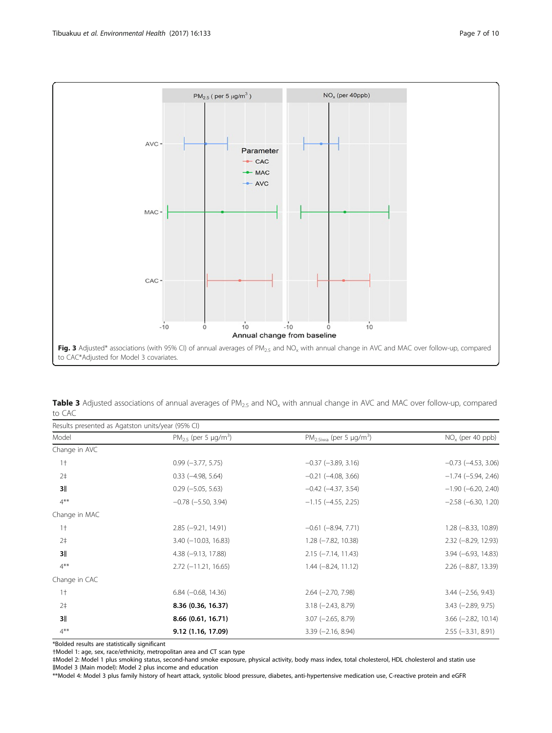Fig. 3 Adjusted* associations (with 95% CI) of annual averages of $PM_{2.5}$ and $NO_x$ with annual change in AVC and MAC over follow-up, compared to CAC*Adjusted for Model 3 covariates.

**Table 3** Adjusted associations of annual averages of $PM_{2.5}$ and $NO_x$ with annual change in AVC and MAC over follow-up, compared to CAC

Results presented as Agatston units/year (95% CI)

| Model | $PM_{2.5}$ (per 5 μg/m$^3$) | $PM_{2.5iwa}$ (per 5 μg/m$^3$) | $NO_x$ (per 40 ppb) |
|---|---|---|---|
| Change in AVC | | | |
| 1† | 0.99 (−3.77, 5.75) | −0.37 (−3.89, 3.16) | −0.73 (−4.53, 3.06) |
| 2‡ | 0.33 (−4.98, 5.64) | −0.21 (−4.08, 3.66) | −1.74 (−5.94, 2.46) |
| **3‖** | 0.29 (−5.05, 5.63) | −0.42 (−4.37, 3.54) | −1.90 (−6.20, 2.40) |
| 4** | −0.78 (−5.50, 3.94) | −1.15 (−4.55, 2.25) | −2.58 (−6.30, 1.20) |
| Change in MAC | | | |
| 1† | 2.85 (−9.21, 14.91) | −0.61 (−8.94, 7.71) | 1.28 (−8.33, 10.89) |
| 2‡ | 3.40 (−10.03, 16.83) | 1.28 (−7.82, 10.38) | 2.32 (−8.29, 12.93) |
| **3‖** | 4.38 (−9.13, 17.88) | 2.15 (−7.14, 11.43) | 3.94 (−6.93, 14.83) |
| 4** | 2.72 (−11.21, 16.65) | 1.44 (−8.24, 11.12) | 2.26 (−8.87, 13.39) |
| Change in CAC | | | |
| 1† | 6.84 (−0.68, 14.36) | 2.64 (−2.70, 7.98) | 3.44 (−2.56, 9.43) |
| 2‡ | **8.36 (0.36, 16.37)** | 3.18 (−2.43, 8.79) | 3.43 (−2.89, 9.75) |
| **3‖** | **8.66 (0.61, 16.71)** | 3.07 (−2.65, 8.79) | 3.66 (−2.82, 10.14) |
| 4** | **9.12 (1.16, 17.09)** | 3.39 (−2.16, 8.94) | 2.55 (−3.31, 8.91) |

*Bolded results are statistically significant
†Model 1: age, sex, race/ethnicity, metropolitan area and CT scan type
‡Model 2: Model 1 plus smoking status, second-hand smoke exposure, physical activity, body mass index, total cholesterol, HDL cholesterol and statin use
‖Model 3 (Main model): Model 2 plus income and education
**Model 4: Model 3 plus family history of heart attack, systolic blood pressure, diabetes, anti-hypertensive medication use, C-reactive protein and eGFR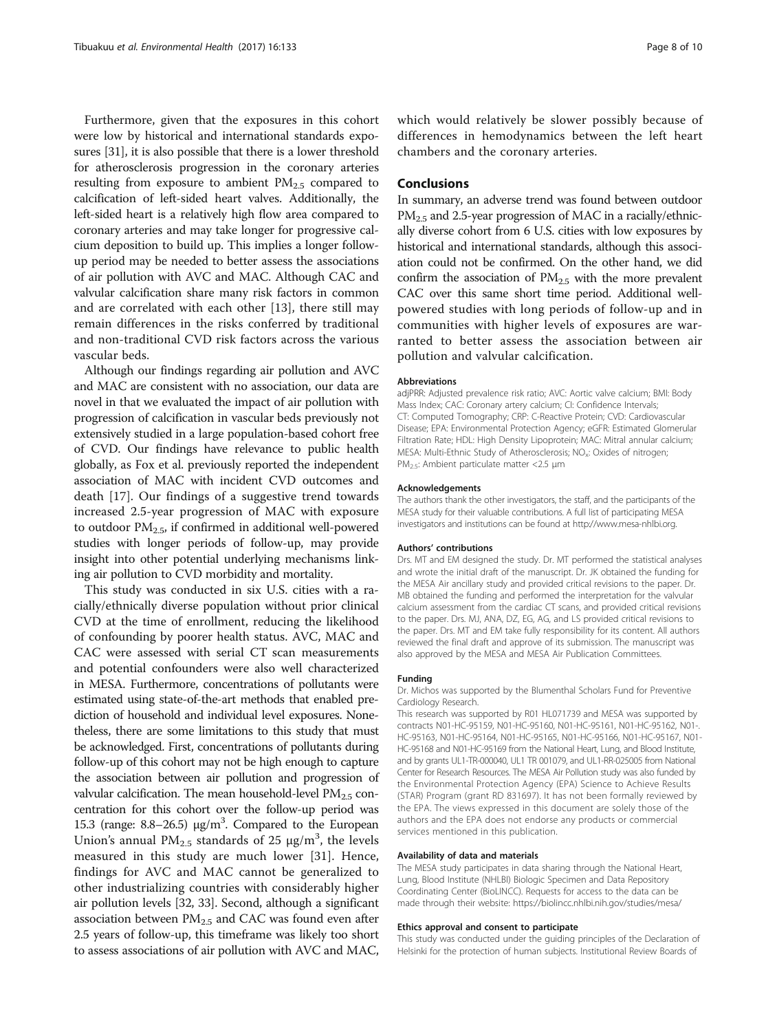Furthermore, given that the exposures in this cohort were low by historical and international standards exposures [31], it is also possible that there is a lower threshold for atherosclerosis progression in the coronary arteries resulting from exposure to ambient $PM_{2.5}$ compared to calcification of left-sided heart valves. Additionally, the left-sided heart is a relatively high flow area compared to coronary arteries and may take longer for progressive calcium deposition to build up. This implies a longer follow-up period may be needed to better assess the associations of air pollution with AVC and MAC. Although CAC and valvular calcification share many risk factors in common and are correlated with each other [13], there still may remain differences in the risks conferred by traditional and non-traditional CVD risk factors across the various vascular beds.

Although our findings regarding air pollution and AVC and MAC are consistent with no association, our data are novel in that we evaluated the impact of air pollution with progression of calcification in vascular beds previously not extensively studied in a large population-based cohort free of CVD. Our findings have relevance to public health globally, as Fox et al. previously reported the independent association of MAC with incident CVD outcomes and death [17]. Our findings of a suggestive trend towards increased 2.5-year progression of MAC with exposure to outdoor $PM_{2.5}$, if confirmed in additional well-powered studies with longer periods of follow-up, may provide insight into other potential underlying mechanisms linking air pollution to CVD morbidity and mortality.

This study was conducted in six U.S. cities with a racially/ethnically diverse population without prior clinical CVD at the time of enrollment, reducing the likelihood of confounding by poorer health status. AVC, MAC and CAC were assessed with serial CT scan measurements and potential confounders were also well characterized in MESA. Furthermore, concentrations of pollutants were estimated using state-of-the-art methods that enabled prediction of household and individual level exposures. Nonetheless, there are some limitations to this study that must be acknowledged. First, concentrations of pollutants during follow-up of this cohort may not be high enough to capture the association between air pollution and progression of valvular calcification. The mean household-level $PM_{2.5}$ concentration for this cohort over the follow-up period was 15.3 (range: 8.8–26.5) $\mu g/m^3$. Compared to the European Union's annual $PM_{2.5}$ standards of 25 $\mu g/m^3$, the levels measured in this study are much lower [31]. Hence, findings for AVC and MAC cannot be generalized to other industrializing countries with considerably higher air pollution levels [32, 33]. Second, although a significant association between $PM_{2.5}$ and CAC was found even after 2.5 years of follow-up, this timeframe was likely too short to assess associations of air pollution with AVC and MAC, which would relatively be slower possibly because of differences in hemodynamics between the left heart chambers and the coronary arteries.

## Conclusions

In summary, an adverse trend was found between outdoor $PM_{2.5}$ and 2.5-year progression of MAC in a racially/ethnically diverse cohort from 6 U.S. cities with low exposures by historical and international standards, although this association could not be confirmed. On the other hand, we did confirm the association of $PM_{2.5}$ with the more prevalent CAC over this same short time period. Additional well-powered studies with long periods of follow-up and in communities with higher levels of exposures are warranted to better assess the association between air pollution and valvular calcification.

#### Abbreviations

adjPRR: Adjusted prevalence risk ratio; AVC: Aortic valve calcium; BMI: Body Mass Index; CAC: Coronary artery calcium; CI: Confidence Intervals; CT: Computed Tomography; CRP: C-Reactive Protein; CVD: Cardiovascular Disease; EPA: Environmental Protection Agency; eGFR: Estimated Glomerular Filtration Rate; HDL: High Density Lipoprotein; MAC: Mitral annular calcium; MESA: Multi-Ethnic Study of Atherosclerosis; $NO_x$: Oxides of nitrogen; $PM_{2.5}$: Ambient particulate matter <2.5 μm

#### Acknowledgements

The authors thank the other investigators, the staff, and the participants of the MESA study for their valuable contributions. A full list of participating MESA investigators and institutions can be found at http://www.mesa-nhlbi.org.

#### Authors' contributions

Drs. MT and EM designed the study. Dr. MT performed the statistical analyses and wrote the initial draft of the manuscript. Dr. JK obtained the funding for the MESA Air ancillary study and provided critical revisions to the paper. Dr. MB obtained the funding and performed the interpretation for the valvular calcium assessment from the cardiac CT scans, and provided critical revisions to the paper. Drs. MJ, ANA, DZ, EG, AG, and LS provided critical revisions to the paper. Drs. MT and EM take fully responsibility for its content. All authors reviewed the final draft and approve of its submission. The manuscript was also approved by the MESA and MESA Air Publication Committees.

#### Funding

Dr. Michos was supported by the Blumenthal Scholars Fund for Preventive Cardiology Research.

This research was supported by R01 HL071739 and MESA was supported by contracts N01-HC-95159, N01-HC-95160, N01-HC-95161, N01-HC-95162, N01-. HC-95163, N01-HC-95164, N01-HC-95165, N01-HC-95166, N01-HC-95167, N01-HC-95168 and N01-HC-95169 from the National Heart, Lung, and Blood Institute, and by grants UL1-TR-000040, UL1 TR 001079, and UL1-RR-025005 from National Center for Research Resources. The MESA Air Pollution study was also funded by the Environmental Protection Agency (EPA) Science to Achieve Results (STAR) Program (grant RD 831697). It has not been formally reviewed by the EPA. The views expressed in this document are solely those of the authors and the EPA does not endorse any products or commercial services mentioned in this publication.

#### Availability of data and materials

The MESA study participates in data sharing through the National Heart, Lung, Blood Institute (NHLBI) Biologic Specimen and Data Repository Coordinating Center (BioLINCC). Requests for access to the data can be made through their website: https://biolincc.nhlbi.nih.gov/studies/mesa/

#### Ethics approval and consent to participate

This study was conducted under the guiding principles of the Declaration of Helsinki for the protection of human subjects. Institutional Review Boards of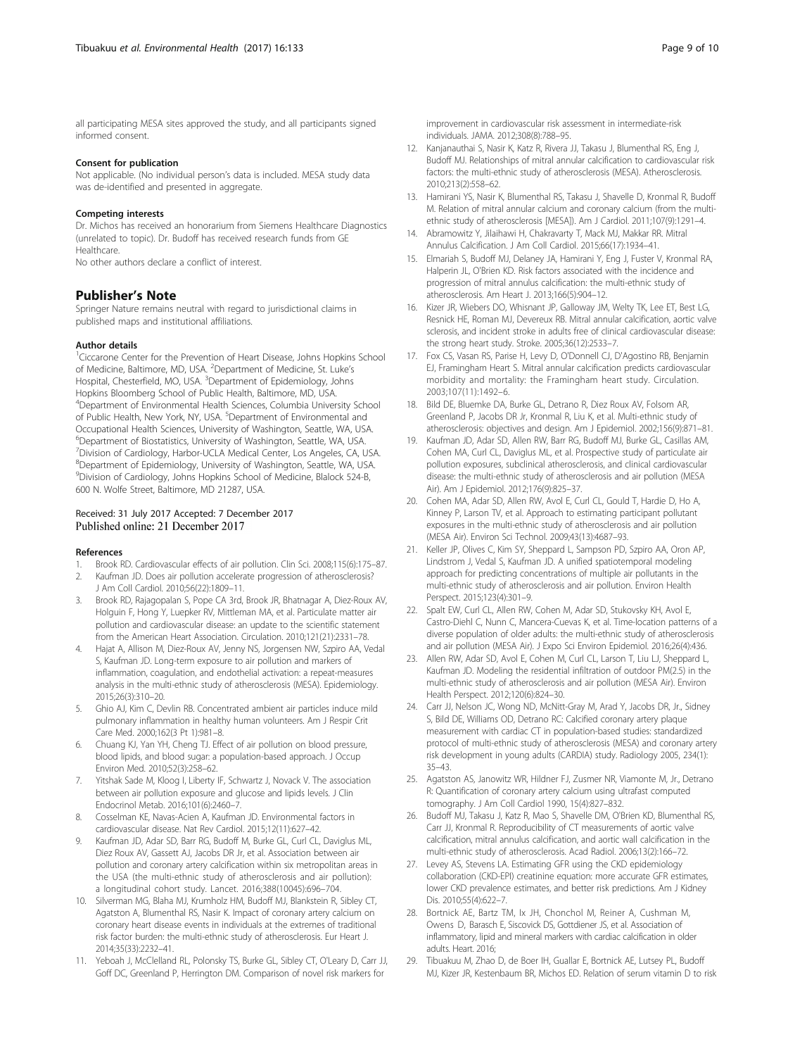all participating MESA sites approved the study, and all participants signed informed consent.

#### Consent for publication

Not applicable. (No individual person's data is included. MESA study data was de-identified and presented in aggregate.

#### Competing interests

Dr. Michos has received an honorarium from Siemens Healthcare Diagnostics (unrelated to topic). Dr. Budoff has received research funds from GE Healthcare.

No other authors declare a conflict of interest.

## Publisher's Note

Springer Nature remains neutral with regard to jurisdictional claims in published maps and institutional affiliations.

#### Author details

[1]Ciccarone Center for the Prevention of Heart Disease, Johns Hopkins School of Medicine, Baltimore, MD, USA. [2]Department of Medicine, St. Luke's Hospital, Chesterfield, MO, USA. [3]Department of Epidemiology, Johns Hopkins Bloomberg School of Public Health, Baltimore, MD, USA. [4]Department of Environmental Health Sciences, Columbia University School of Public Health, New York, NY, USA. [5]Department of Environmental and Occupational Health Sciences, University of Washington, Seattle, WA, USA. [6]Department of Biostatistics, University of Washington, Seattle, WA, USA. [7]Division of Cardiology, Harbor-UCLA Medical Center, Los Angeles, CA, USA. [8]Department of Epidemiology, University of Washington, Seattle, WA, USA. [9]Division of Cardiology, Johns Hopkins School of Medicine, Blalock 524-B, 600 N. Wolfe Street, Baltimore, MD 21287, USA.

Received: 31 July 2017 Accepted: 7 December 2017
Published online: 21 December 2017

#### References

1. Brook RD. Cardiovascular effects of air pollution. Clin Sci. 2008;115(6):175–87.
2. Kaufman JD. Does air pollution accelerate progression of atherosclerosis? J Am Coll Cardiol. 2010;56(22):1809–11.
3. Brook RD, Rajagopalan S, Pope CA 3rd, Brook JR, Bhatnagar A, Diez-Roux AV, Holguin F, Hong Y, Luepker RV, Mittleman MA, et al. Particulate matter air pollution and cardiovascular disease: an update to the scientific statement from the American Heart Association. Circulation. 2010;121(21):2331–78.
4. Hajat A, Allison M, Diez-Roux AV, Jenny NS, Jorgensen NW, Szpiro AA, Vedal S, Kaufman JD. Long-term exposure to air pollution and markers of inflammation, coagulation, and endothelial activation: a repeat-measures analysis in the multi-ethnic study of atherosclerosis (MESA). Epidemiology. 2015;26(3):310–20.
5. Ghio AJ, Kim C, Devlin RB. Concentrated ambient air particles induce mild pulmonary inflammation in healthy human volunteers. Am J Respir Crit Care Med. 2000;162(3 Pt 1):981–8.
6. Chuang KJ, Yan YH, Cheng TJ. Effect of air pollution on blood pressure, blood lipids, and blood sugar: a population-based approach. J Occup Environ Med. 2010;52(3):258–62.
7. Yitshak Sade M, Kloog I, Liberty IF, Schwartz J, Novack V. The association between air pollution exposure and glucose and lipids levels. J Clin Endocrinol Metab. 2016;101(6):2460–7.
8. Cosselman KE, Navas-Acien A, Kaufman JD. Environmental factors in cardiovascular disease. Nat Rev Cardiol. 2015;12(11):627–42.
9. Kaufman JD, Adar SD, Barr RG, Budoff M, Burke GL, Curl CL, Daviglus ML, Diez Roux AV, Gassett AJ, Jacobs DR Jr, et al. Association between air pollution and coronary artery calcification within six metropolitan areas in the USA (the multi-ethnic study of atherosclerosis and air pollution): a longitudinal cohort study. Lancet. 2016;388(10045):696–704.
10. Silverman MG, Blaha MJ, Krumholz HM, Budoff MJ, Blankstein R, Sibley CT, Agatston A, Blumenthal RS, Nasir K. Impact of coronary artery calcium on coronary heart disease events in individuals at the extremes of traditional risk factor burden: the multi-ethnic study of atherosclerosis. Eur Heart J. 2014;35(33):2232–41.
11. Yeboah J, McClelland RL, Polonsky TS, Burke GL, Sibley CT, O'Leary D, Carr JJ, Goff DC, Greenland P, Herrington DM. Comparison of novel risk markers for improvement in cardiovascular risk assessment in intermediate-risk individuals. JAMA. 2012;308(8):788–95.
12. Kanjanauthai S, Nasir K, Katz R, Rivera JJ, Takasu J, Blumenthal RS, Eng J, Budoff MJ. Relationships of mitral annular calcification to cardiovascular risk factors: the multi-ethnic study of atherosclerosis (MESA). Atherosclerosis. 2010;213(2):558–62.
13. Hamirani YS, Nasir K, Blumenthal RS, Takasu J, Shavelle D, Kronmal R, Budoff M. Relation of mitral annular calcium and coronary calcium (from the multi-ethnic study of atherosclerosis [MESA]). Am J Cardiol. 2011;107(9):1291–4.
14. Abramowitz Y, Jilaihawi H, Chakravarty T, Mack MJ, Makkar RR. Mitral Annulus Calcification. J Am Coll Cardiol. 2015;66(17):1934–41.
15. Elmariah S, Budoff MJ, Delaney JA, Hamirani Y, Eng J, Fuster V, Kronmal RA, Halperin JL, O'Brien KD. Risk factors associated with the incidence and progression of mitral annulus calcification: the multi-ethnic study of atherosclerosis. Am Heart J. 2013;166(5):904–12.
16. Kizer JR, Wiebers DO, Whisnant JP, Galloway JM, Welty TK, Lee ET, Best LG, Resnick HE, Roman MJ, Devereux RB. Mitral annular calcification, aortic valve sclerosis, and incident stroke in adults free of clinical cardiovascular disease: the strong heart study. Stroke. 2005;36(12):2533–7.
17. Fox CS, Vasan RS, Parise H, Levy D, O'Donnell CJ, D'Agostino RB, Benjamin EJ, Framingham Heart S. Mitral annular calcification predicts cardiovascular morbidity and mortality: the Framingham heart study. Circulation. 2003;107(11):1492–6.
18. Bild DE, Bluemke DA, Burke GL, Detrano R, Diez Roux AV, Folsom AR, Greenland P, Jacobs DR Jr, Kronmal R, Liu K, et al. Multi-ethnic study of atherosclerosis: objectives and design. Am J Epidemiol. 2002;156(9):871–81.
19. Kaufman JD, Adar SD, Allen RW, Barr RG, Budoff MJ, Burke GL, Casillas AM, Cohen MA, Curl CL, Daviglus ML, et al. Prospective study of particulate air pollution exposures, subclinical atherosclerosis, and clinical cardiovascular disease: the multi-ethnic study of atherosclerosis and air pollution (MESA Air). Am J Epidemiol. 2012;176(9):825–37.
20. Cohen MA, Adar SD, Allen RW, Avol E, Curl CL, Gould T, Hardie D, Ho A, Kinney P, Larson TV, et al. Approach to estimating participant pollutant exposures in the multi-ethnic study of atherosclerosis and air pollution (MESA Air). Environ Sci Technol. 2009;43(13):4687–93.
21. Keller JP, Olives C, Kim SY, Sheppard L, Sampson PD, Szpiro AA, Oron AP, Lindstrom J, Vedal S, Kaufman JD. A unified spatiotemporal modeling approach for predicting concentrations of multiple air pollutants in the multi-ethnic study of atherosclerosis and air pollution. Environ Health Perspect. 2015;123(4):301–9.
22. Spalt EW, Curl CL, Allen RW, Cohen M, Adar SD, Stukovsky KH, Avol E, Castro-Diehl C, Nunn C, Mancera-Cuevas K, et al. Time-location patterns of a diverse population of older adults: the multi-ethnic study of atherosclerosis and air pollution (MESA Air). J Expo Sci Environ Epidemiol. 2016;26(4):436.
23. Allen RW, Adar SD, Avol E, Cohen M, Curl CL, Larson T, Liu LJ, Sheppard L, Kaufman JD. Modeling the residential infiltration of outdoor PM(2.5) in the multi-ethnic study of atherosclerosis and air pollution (MESA Air). Environ Health Perspect. 2012;120(6):824–30.
24. Carr JJ, Nelson JC, Wong ND, McNitt-Gray M, Arad Y, Jacobs DR, Jr., Sidney S, Bild DE, Williams OD, Detrano RC: Calcified coronary artery plaque measurement with cardiac CT in population-based studies: standardized protocol of multi-ethnic study of atherosclerosis (MESA) and coronary artery risk development in young adults (CARDIA) study. Radiology 2005, 234(1): 35–43.
25. Agatston AS, Janowitz WR, Hildner FJ, Zusmer NR, Viamonte M, Jr., Detrano R: Quantification of coronary artery calcium using ultrafast computed tomography. J Am Coll Cardiol 1990, 15(4):827–832.
26. Budoff MJ, Takasu J, Katz R, Mao S, Shavelle DM, O'Brien KD, Blumenthal RS, Carr JJ, Kronmal R. Reproducibility of CT measurements of aortic valve calcification, mitral annulus calcification, and aortic wall calcification in the multi-ethnic study of atherosclerosis. Acad Radiol. 2006;13(2):166–72.
27. Levey AS, Stevens LA. Estimating GFR using the CKD epidemiology collaboration (CKD-EPI) creatinine equation: more accurate GFR estimates, lower CKD prevalence estimates, and better risk predictions. Am J Kidney Dis. 2010;55(4):622–7.
28. Bortnick AE, Bartz TM, Ix JH, Chonchol M, Reiner A, Cushman M, Owens D, Barasch E, Siscovick DS, Gottdiener JS, et al. Association of inflammatory, lipid and mineral markers with cardiac calcification in older adults. Heart. 2016;
29. Tibuakuu M, Zhao D, de Boer IH, Guallar E, Bortnick AE, Lutsey PL, Budoff MJ, Kizer JR, Kestenbaum BR, Michos ED. Relation of serum vitamin D to risk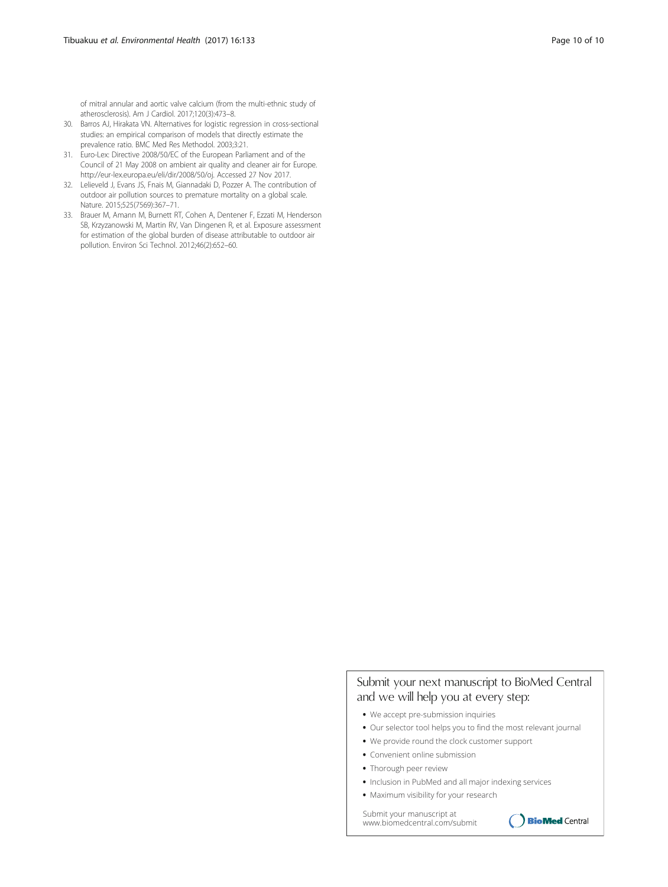of mitral annular and aortic valve calcium (from the multi-ethnic study of atherosclerosis). Am J Cardiol. 2017;120(3):473–8.

30. Barros AJ, Hirakata VN. Alternatives for logistic regression in cross-sectional studies: an empirical comparison of models that directly estimate the prevalence ratio. BMC Med Res Methodol. 2003;3:21.
31. Euro-Lex: Directive 2008/50/EC of the European Parliament and of the Council of 21 May 2008 on ambient air quality and cleaner air for Europe. http://eur-lex.europa.eu/eli/dir/2008/50/oj. Accessed 27 Nov 2017.
32. Lelieveld J, Evans JS, Fnais M, Giannadaki D, Pozzer A. The contribution of outdoor air pollution sources to premature mortality on a global scale. Nature. 2015;525(7569):367–71.
33. Brauer M, Amann M, Burnett RT, Cohen A, Dentener F, Ezzati M, Henderson SB, Krzyzanowski M, Martin RV, Van Dingenen R, et al. Exposure assessment for estimation of the global burden of disease attributable to outdoor air pollution. Environ Sci Technol. 2012;46(2):652–60.

Submit your next manuscript to BioMed Central and we will help you at every step:

- We accept pre-submission inquiries
- Our selector tool helps you to find the most relevant journal
- We provide round the clock customer support
- Convenient online submission
- Thorough peer review
- Inclusion in PubMed and all major indexing services
- Maximum visibility for your research

Submit your manuscript at www.biomedcentral.com/submit

BioMed Central